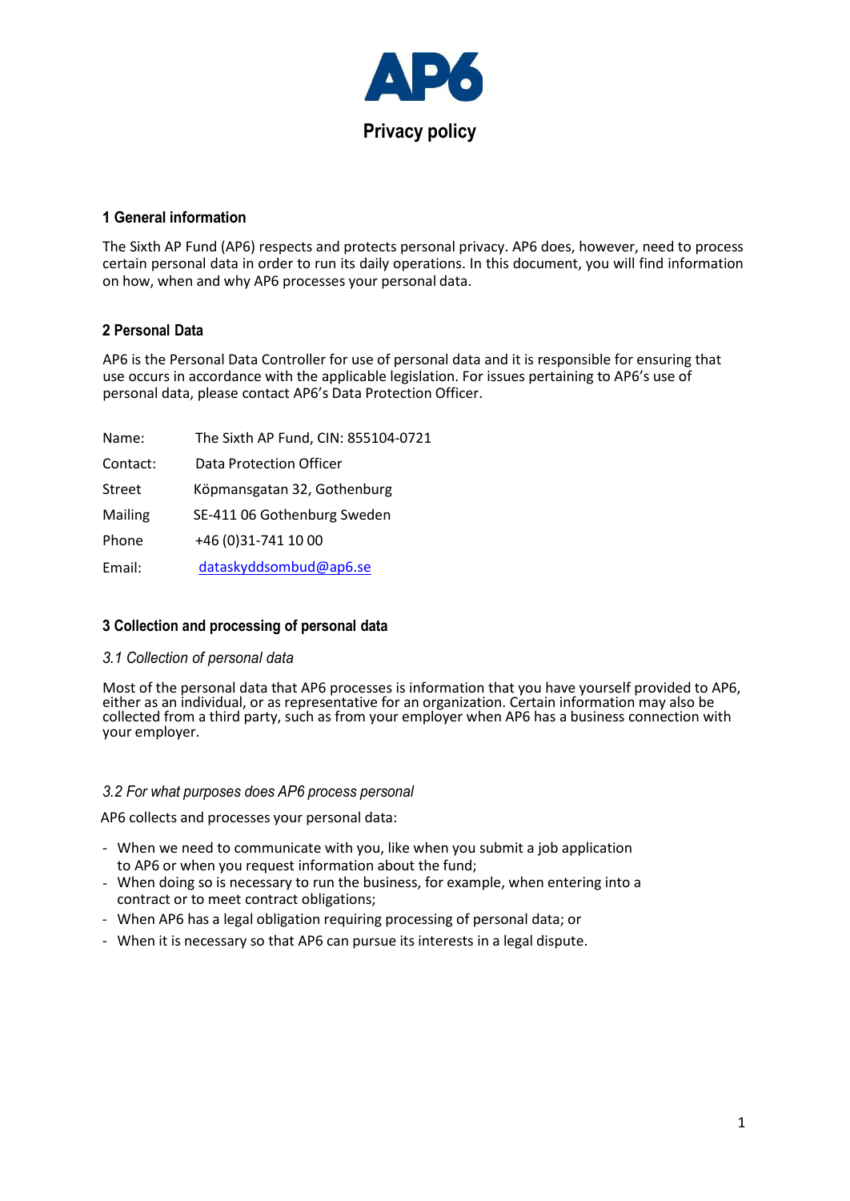# AP6

## Privacy policy

### 1 General information

The Sixth AP Fund (AP6) respects and protects personal privacy. AP6 does, however, need to process certain personal data in order to run its daily operations. In this document, you will find information on how, when and why AP6 processes your personal data.

### 2 Personal Data

AP6 is the Personal Data Controller for use of personal data and it is responsible for ensuring that use occurs in accordance with the applicable legislation. For issues pertaining to AP6's use of personal data, please contact AP6's Data Protection Officer.

| | |
|---|---|
| Name: | The Sixth AP Fund, CIN: 855104-0721 |
| Contact: | Data Protection Officer |
| Street | Köpmansgatan 32, Gothenburg |
| Mailing | SE-411 06 Gothenburg Sweden |
| Phone | +46 (0)31-741 10 00 |
| Email: | dataskyddsombud@ap6.se |

### 3 Collection and processing of personal data

#### *3.1 Collection of personal data*

Most of the personal data that AP6 processes is information that you have yourself provided to AP6, either as an individual, or as representative for an organization. Certain information may also be collected from a third party, such as from your employer when AP6 has a business connection with your employer.

#### *3.2 For what purposes does AP6 process personal*

AP6 collects and processes your personal data:

- When we need to communicate with you, like when you submit a job application to AP6 or when you request information about the fund;
- When doing so is necessary to run the business, for example, when entering into a contract or to meet contract obligations;
- When AP6 has a legal obligation requiring processing of personal data; or
- When it is necessary so that AP6 can pursue its interests in a legal dispute.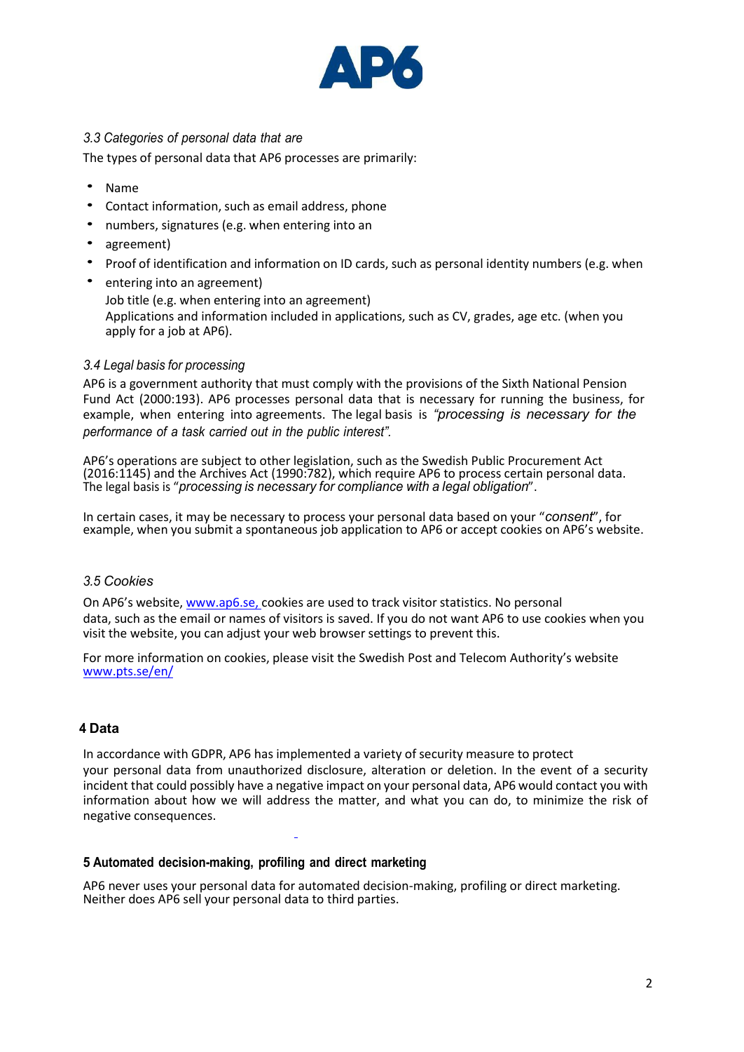### 3.3 Categories of personal data that are

The types of personal data that AP6 processes are primarily:

- Name
- Contact information, such as email address, phone
- numbers, signatures (e.g. when entering into an
- agreement)
- Proof of identification and information on ID cards, such as personal identity numbers (e.g. when
- entering into an agreement)
  Job title (e.g. when entering into an agreement)
  Applications and information included in applications, such as CV, grades, age etc. (when you apply for a job at AP6).

### 3.4 Legal basis for processing

AP6 is a government authority that must comply with the provisions of the Sixth National Pension Fund Act (2000:193). AP6 processes personal data that is necessary for running the business, for example, when entering into agreements. The legal basis is *"processing is necessary for the performance of a task carried out in the public interest"*.

AP6's operations are subject to other legislation, such as the Swedish Public Procurement Act (2016:1145) and the Archives Act (1990:782), which require AP6 to process certain personal data. The legal basis is "*processing is necessary for compliance with a legal obligation*".

In certain cases, it may be necessary to process your personal data based on your "*consent*", for example, when you submit a spontaneous job application to AP6 or accept cookies on AP6's website.

### 3.5 Cookies

On AP6's website, www.ap6.se, cookies are used to track visitor statistics. No personal data, such as the email or names of visitors is saved. If you do not want AP6 to use cookies when you visit the website, you can adjust your web browser settings to prevent this.

For more information on cookies, please visit the Swedish Post and Telecom Authority's website www.pts.se/en/

## 4 Data

In accordance with GDPR, AP6 has implemented a variety of security measure to protect your personal data from unauthorized disclosure, alteration or deletion. In the event of a security incident that could possibly have a negative impact on your personal data, AP6 would contact you with information about how we will address the matter, and what you can do, to minimize the risk of negative consequences.

## 5 Automated decision-making, profiling and direct marketing

AP6 never uses your personal data for automated decision-making, profiling or direct marketing. Neither does AP6 sell your personal data to third parties.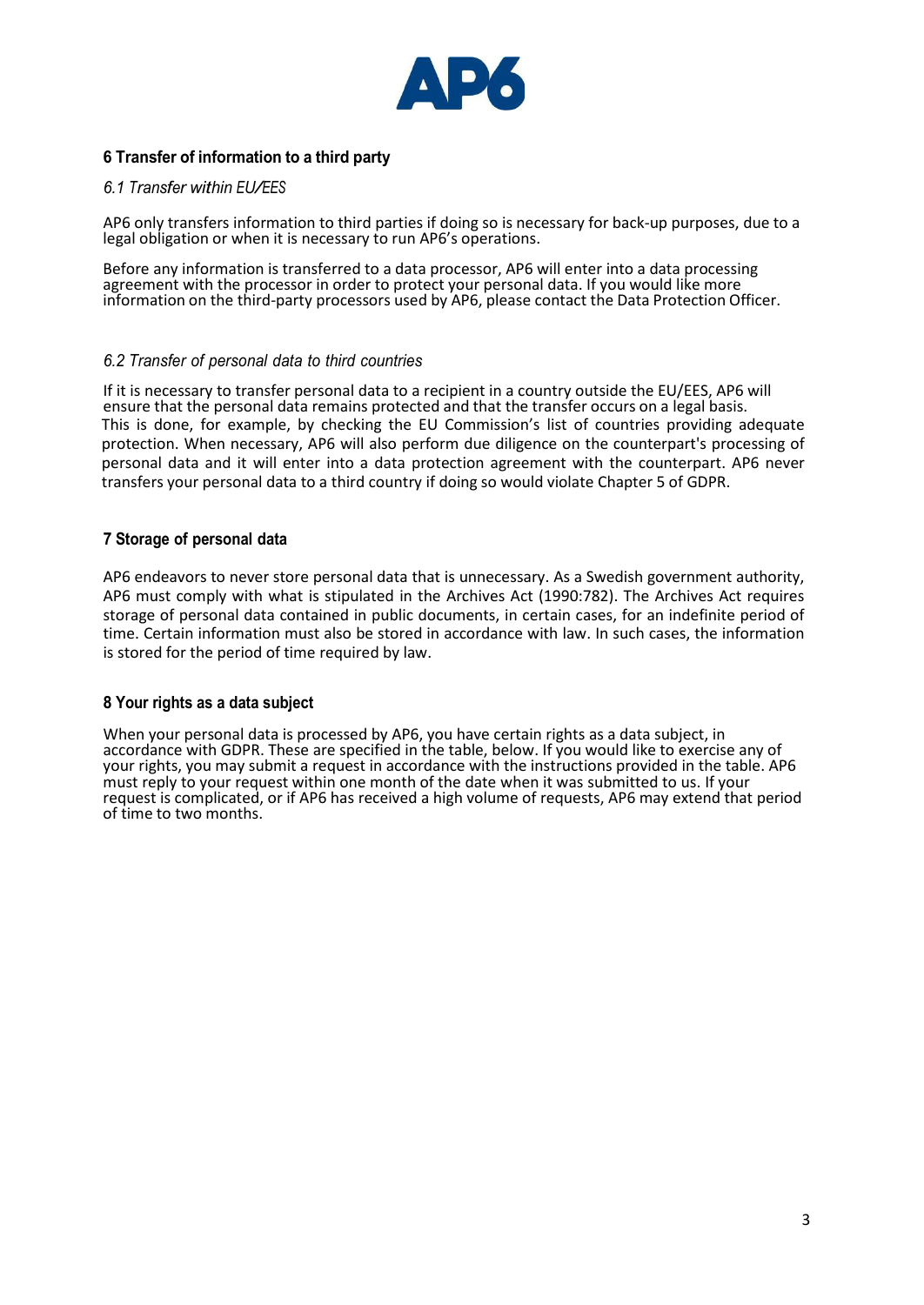## 6 Transfer of information to a third party

### *6.1 Transfer within EU/EES*

AP6 only transfers information to third parties if doing so is necessary for back-up purposes, due to a legal obligation or when it is necessary to run AP6's operations.

Before any information is transferred to a data processor, AP6 will enter into a data processing agreement with the processor in order to protect your personal data. If you would like more information on the third-party processors used by AP6, please contact the Data Protection Officer.

### *6.2 Transfer of personal data to third countries*

If it is necessary to transfer personal data to a recipient in a country outside the EU/EES, AP6 will ensure that the personal data remains protected and that the transfer occurs on a legal basis. This is done, for example, by checking the EU Commission's list of countries providing adequate protection. When necessary, AP6 will also perform due diligence on the counterpart's processing of personal data and it will enter into a data protection agreement with the counterpart. AP6 never transfers your personal data to a third country if doing so would violate Chapter 5 of GDPR.

## 7 Storage of personal data

AP6 endeavors to never store personal data that is unnecessary. As a Swedish government authority, AP6 must comply with what is stipulated in the Archives Act (1990:782). The Archives Act requires storage of personal data contained in public documents, in certain cases, for an indefinite period of time. Certain information must also be stored in accordance with law. In such cases, the information is stored for the period of time required by law.

## 8 Your rights as a data subject

When your personal data is processed by AP6, you have certain rights as a data subject, in accordance with GDPR. These are specified in the table, below. If you would like to exercise any of your rights, you may submit a request in accordance with the instructions provided in the table. AP6 must reply to your request within one month of the date when it was submitted to us. If your request is complicated, or if AP6 has received a high volume of requests, AP6 may extend that period of time to two months.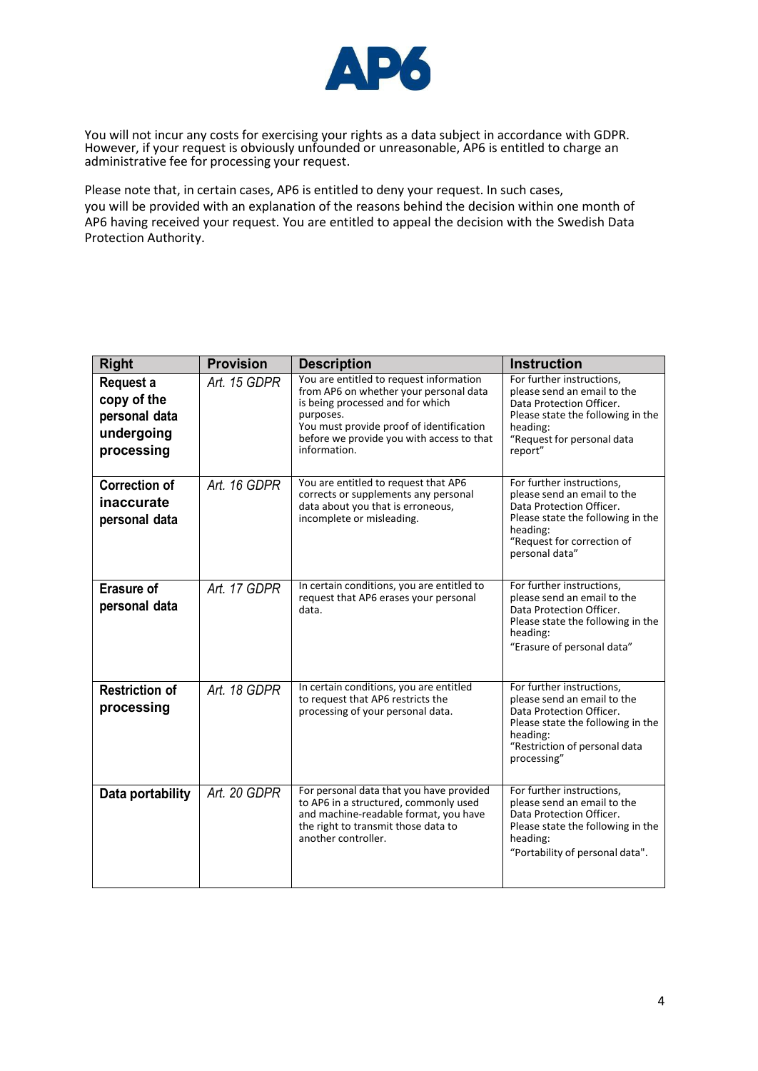You will not incur any costs for exercising your rights as a data subject in accordance with GDPR. However, if your request is obviously unfounded or unreasonable, AP6 is entitled to charge an administrative fee for processing your request.

Please note that, in certain cases, AP6 is entitled to deny your request. In such cases, you will be provided with an explanation of the reasons behind the decision within one month of AP6 having received your request. You are entitled to appeal the decision with the Swedish Data Protection Authority.

| Right | Provision | Description | Instruction |
|---|---|---|---|
| **Request a copy of the personal data undergoing processing** | *Art. 15 GDPR* | You are entitled to request information from AP6 on whether your personal data is being processed and for which purposes. You must provide proof of identification before we provide you with access to that information. | For further instructions, please send an email to the Data Protection Officer. Please state the following in the heading: "Request for personal data report" |
| **Correction of inaccurate personal data** | *Art. 16 GDPR* | You are entitled to request that AP6 corrects or supplements any personal data about you that is erroneous, incomplete or misleading. | For further instructions, please send an email to the Data Protection Officer. Please state the following in the heading: "Request for correction of personal data" |
| **Erasure of personal data** | *Art. 17 GDPR* | In certain conditions, you are entitled to request that AP6 erases your personal data. | For further instructions, please send an email to the Data Protection Officer. Please state the following in the heading: "Erasure of personal data" |
| **Restriction of processing** | *Art. 18 GDPR* | In certain conditions, you are entitled to request that AP6 restricts the processing of your personal data. | For further instructions, please send an email to the Data Protection Officer. Please state the following in the heading: "Restriction of personal data processing" |
| **Data portability** | *Art. 20 GDPR* | For personal data that you have provided to AP6 in a structured, commonly used and machine-readable format, you have the right to transmit those data to another controller. | For further instructions, please send an email to the Data Protection Officer. Please state the following in the heading: "Portability of personal data". |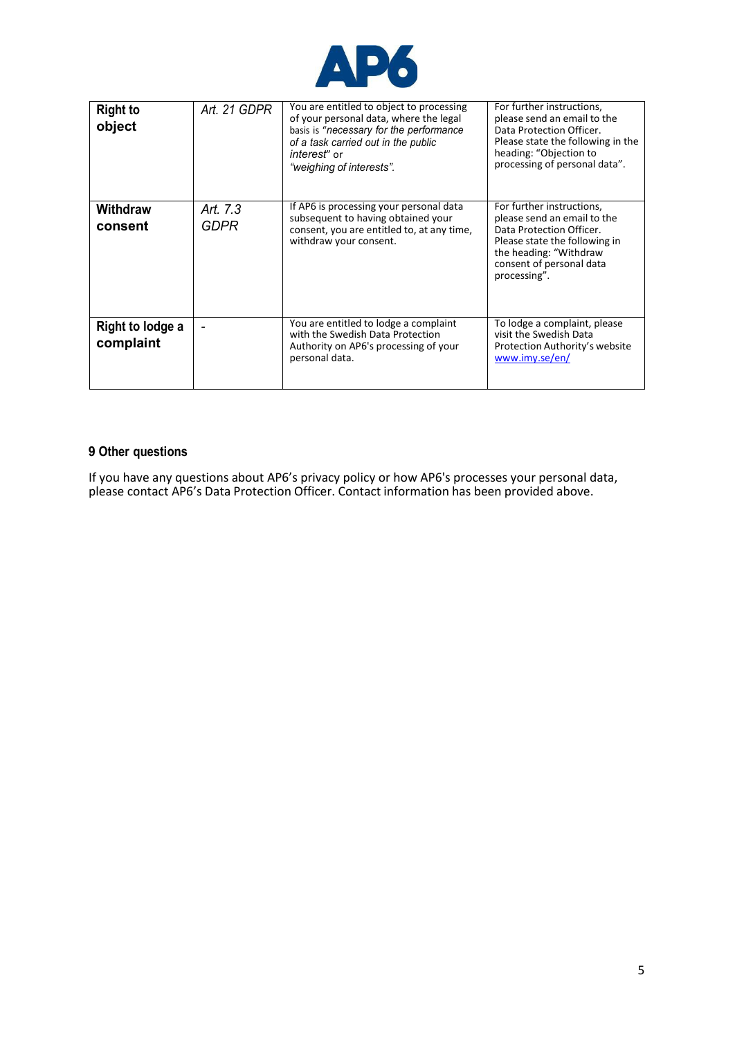| | | | |
|---|---|---|---|
| **Right to object** | *Art. 21 GDPR* | You are entitled to object to processing of your personal data, where the legal basis is *"necessary for the performance of a task carried out in the public interest"* or *"weighing of interests".* | For further instructions, please send an email to the Data Protection Officer. Please state the following in the heading: "Objection to processing of personal data". |
| **Withdraw consent** | *Art. 7.3 GDPR* | If AP6 is processing your personal data subsequent to having obtained your consent, you are entitled to, at any time, withdraw your consent. | For further instructions, please send an email to the Data Protection Officer. Please state the following in the heading: "Withdraw consent of personal data processing". |
| **Right to lodge a complaint** | - | You are entitled to lodge a complaint with the Swedish Data Protection Authority on AP6's processing of your personal data. | To lodge a complaint, please visit the Swedish Data Protection Authority's website www.imy.se/en/ |

## 9 Other questions

If you have any questions about AP6's privacy policy or how AP6's processes your personal data, please contact AP6's Data Protection Officer. Contact information has been provided above.